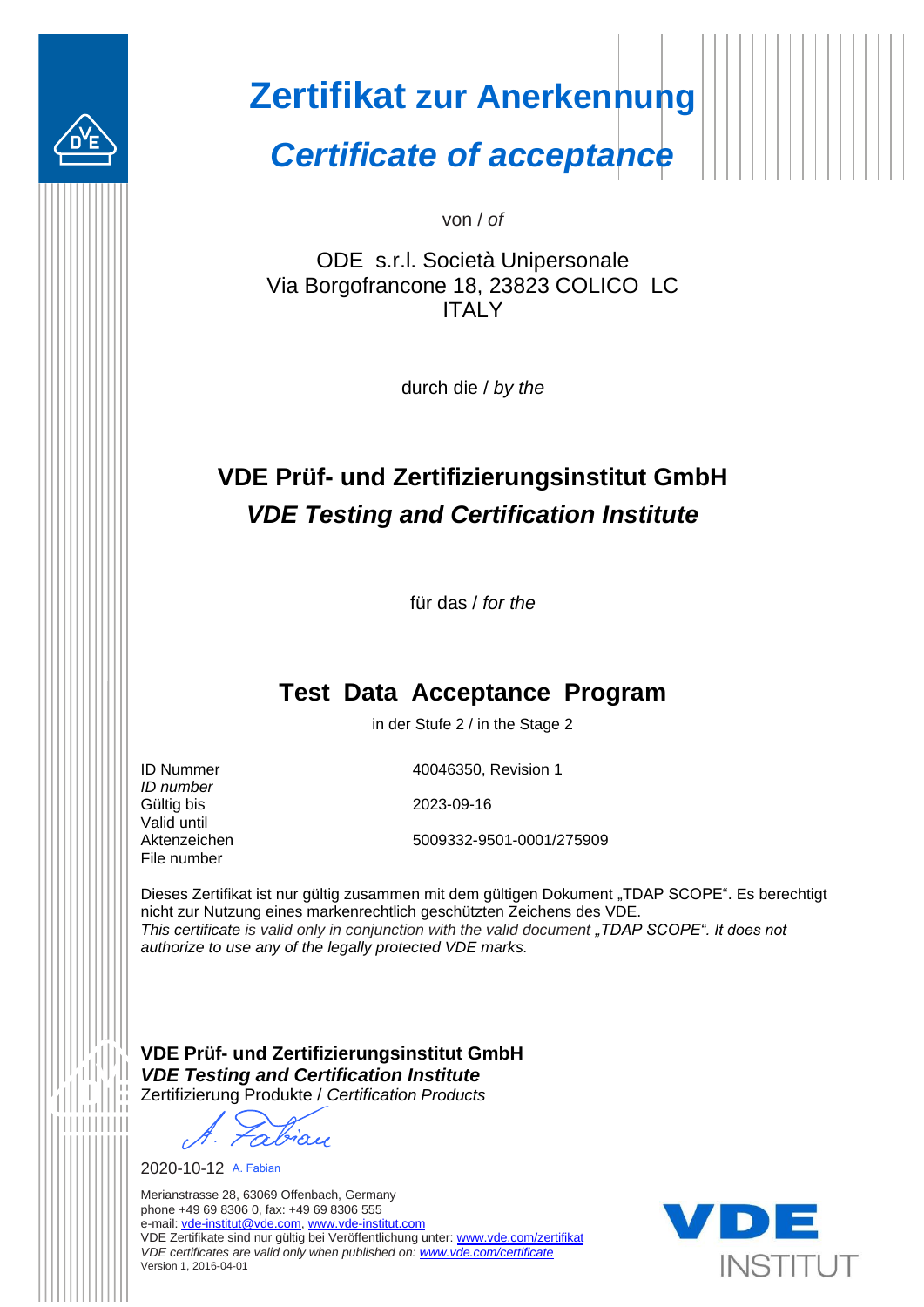# Zertifikat zur Anerkennung

## *Certificate of acceptance*

von / *of*

ODE s.r.l. Società Unipersonale
Via Borgofrancone 18, 23823 COLICO LC
ITALY

durch die / *by the*

## VDE Prüf- und Zertifizierungsinstitut GmbH
## *VDE Testing and Certification Institute*

für das / *for the*

## Test Data Acceptance Program

in der Stufe 2 / in the Stage 2

| | |
|---|---|
| ID Nummer<br>*ID number* | 40046350, Revision 1 |
| Gültig bis<br>Valid until | 2023-09-16 |
| Aktenzeichen<br>File number | 5009332-9501-0001/275909 |

Dieses Zertifikat ist nur gültig zusammen mit dem gültigen Dokument „TDAP SCOPE". Es berechtigt nicht zur Nutzung eines markenrechtlich geschützten Zeichens des VDE.
*This certificate is valid only in conjunction with the valid document „TDAP SCOPE". It does not authorize to use any of the legally protected VDE marks.*

**VDE Prüf- und Zertifizierungsinstitut GmbH**
***VDE Testing and Certification Institute***
Zertifizierung Produkte / *Certification Products*

2020-10-12 A. Fabian

Merianstrasse 28, 63069 Offenbach, Germany
phone +49 69 8306 0, fax: +49 69 8306 555
e-mail: vde-institut@vde.com, www.vde-institut.com
VDE Zertifikate sind nur gültig bei Veröffentlichung unter: www.vde.com/zertifikat
*VDE certificates are valid only when published on: www.vde.com/certificate*
Version 1, 2016-04-01

VDE INSTITUT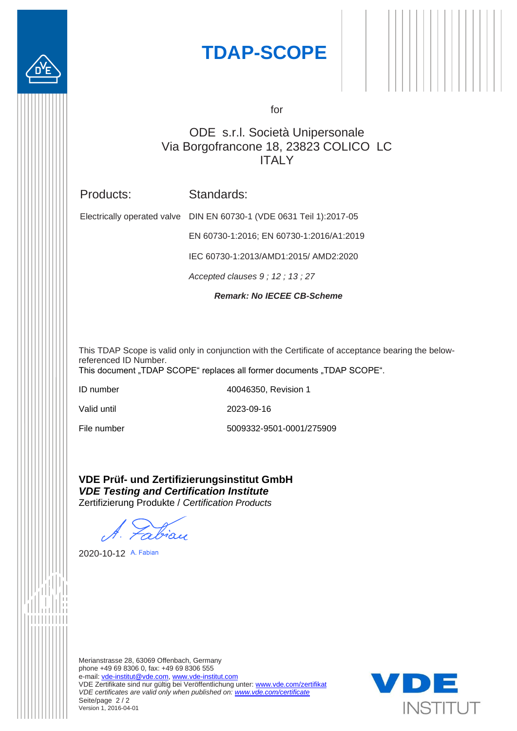# TDAP-SCOPE

for

ODE s.r.l. Società Unipersonale
Via Borgofrancone 18, 23823 COLICO LC
ITALY

| Products: | Standards: |
| --- | --- |
| Electrically operated valve | DIN EN 60730-1 (VDE 0631 Teil 1):2017-05 |
| | EN 60730-1:2016; EN 60730-1:2016/A1:2019 |
| | IEC 60730-1:2013/AMD1:2015/ AMD2:2020 |
| | *Accepted clauses 9 ; 12 ; 13 ; 27* |

***Remark: No IECEE CB-Scheme***

This TDAP Scope is valid only in conjunction with the Certificate of acceptance bearing the below-referenced ID Number.
This document „TDAP SCOPE“ replaces all former documents „TDAP SCOPE“.

| | |
| --- | --- |
| ID number | 40046350, Revision 1 |
| Valid until | 2023-09-16 |
| File number | 5009332-9501-0001/275909 |

**VDE Prüf- und Zertifizierungsinstitut GmbH**
***VDE Testing and Certification Institute***
Zertifizierung Produkte / *Certification Products*

2020-10-12 A. Fabian

Merianstrasse 28, 63069 Offenbach, Germany
phone +49 69 8306 0, fax: +49 69 8306 555
e-mail: vde-institut@vde.com, www.vde-institut.com
VDE Zertifikate sind nur gültig bei Veröffentlichung unter: www.vde.com/zertifikat
*VDE certificates are valid only when published on: www.vde.com/certificate*
Version 1, 2016-04-01